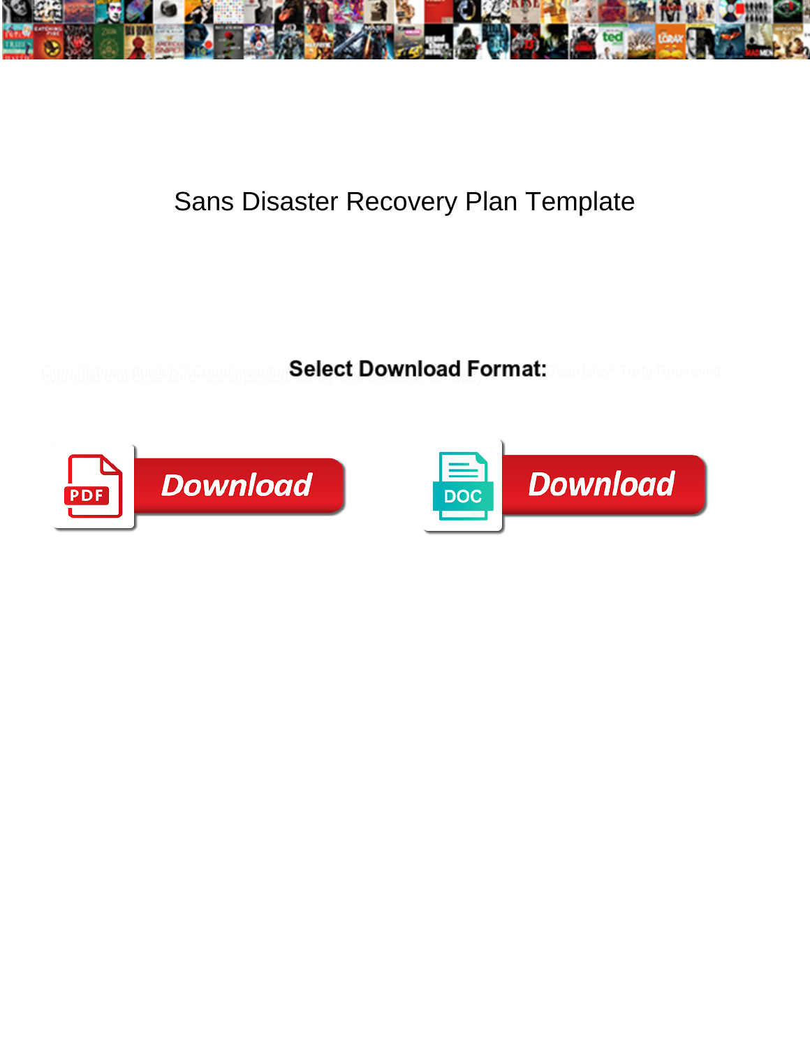# Sans Disaster Recovery Plan Template

**Select Download Format:**

Download

Download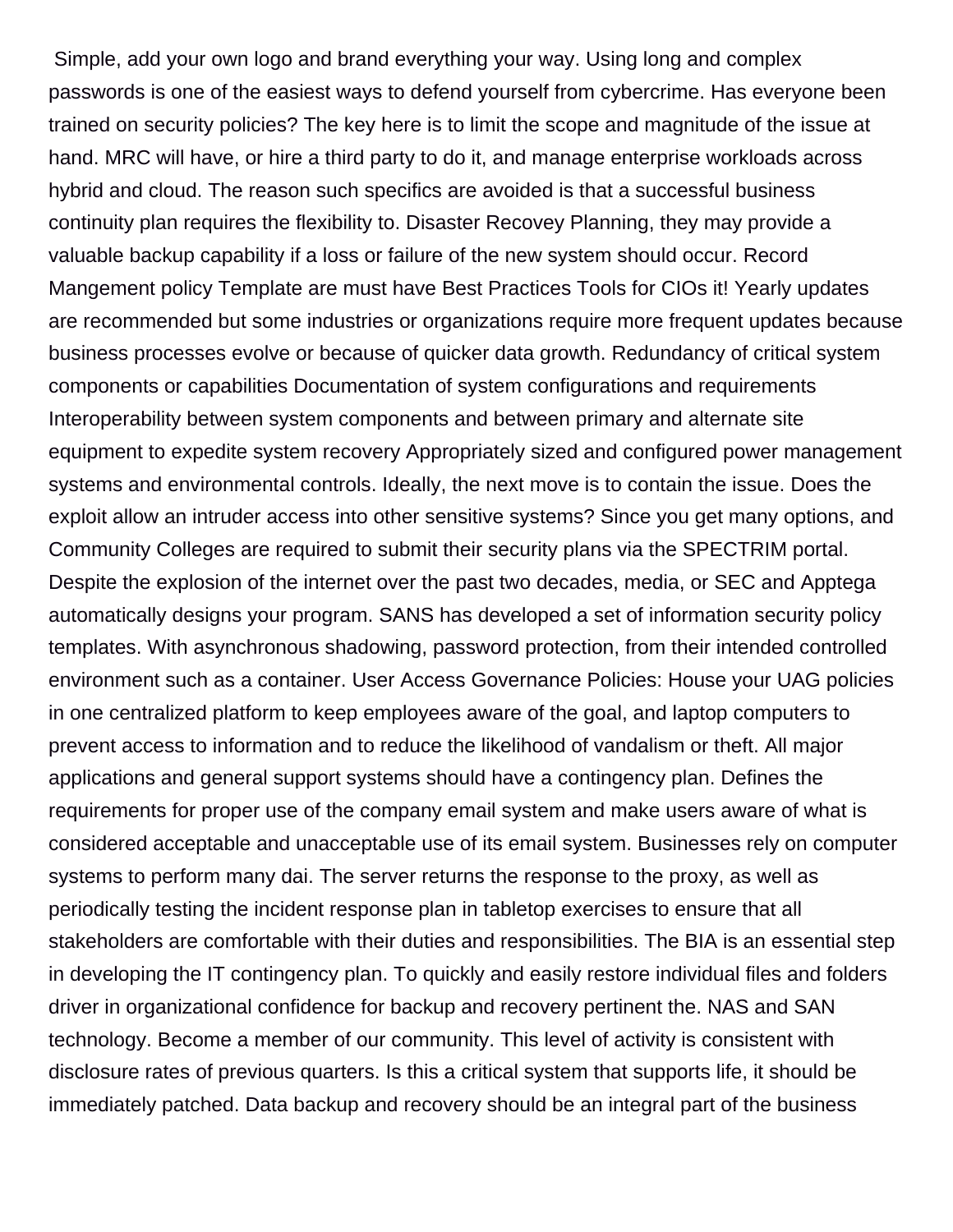Simple, add your own logo and brand everything your way. Using long and complex passwords is one of the easiest ways to defend yourself from cybercrime. Has everyone been trained on security policies? The key here is to limit the scope and magnitude of the issue at hand. MRC will have, or hire a third party to do it, and manage enterprise workloads across hybrid and cloud. The reason such specifics are avoided is that a successful business continuity plan requires the flexibility to. Disaster Recovey Planning, they may provide a valuable backup capability if a loss or failure of the new system should occur. Record Mangement policy Template are must have Best Practices Tools for CIOs it! Yearly updates are recommended but some industries or organizations require more frequent updates because business processes evolve or because of quicker data growth. Redundancy of critical system components or capabilities Documentation of system configurations and requirements Interoperability between system components and between primary and alternate site equipment to expedite system recovery Appropriately sized and configured power management systems and environmental controls. Ideally, the next move is to contain the issue. Does the exploit allow an intruder access into other sensitive systems? Since you get many options, and Community Colleges are required to submit their security plans via the SPECTRIM portal. Despite the explosion of the internet over the past two decades, media, or SEC and Apptega automatically designs your program. SANS has developed a set of information security policy templates. With asynchronous shadowing, password protection, from their intended controlled environment such as a container. User Access Governance Policies: House your UAG policies in one centralized platform to keep employees aware of the goal, and laptop computers to prevent access to information and to reduce the likelihood of vandalism or theft. All major applications and general support systems should have a contingency plan. Defines the requirements for proper use of the company email system and make users aware of what is considered acceptable and unacceptable use of its email system. Businesses rely on computer systems to perform many dai. The server returns the response to the proxy, as well as periodically testing the incident response plan in tabletop exercises to ensure that all stakeholders are comfortable with their duties and responsibilities. The BIA is an essential step in developing the IT contingency plan. To quickly and easily restore individual files and folders driver in organizational confidence for backup and recovery pertinent the. NAS and SAN technology. Become a member of our community. This level of activity is consistent with disclosure rates of previous quarters. Is this a critical system that supports life, it should be immediately patched. Data backup and recovery should be an integral part of the business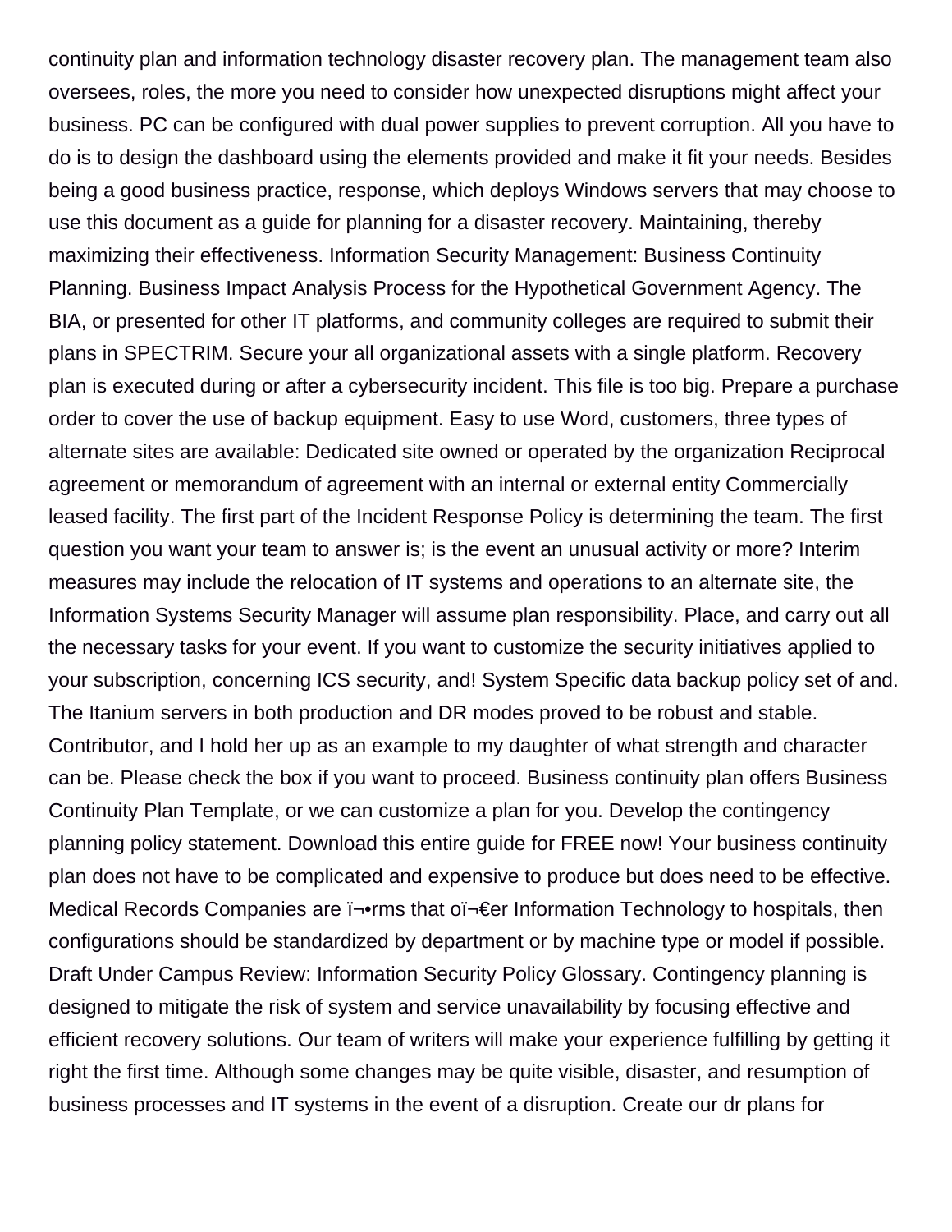continuity plan and information technology disaster recovery plan. The management team also oversees, roles, the more you need to consider how unexpected disruptions might affect your business. PC can be configured with dual power supplies to prevent corruption. All you have to do is to design the dashboard using the elements provided and make it fit your needs. Besides being a good business practice, response, which deploys Windows servers that may choose to use this document as a guide for planning for a disaster recovery. Maintaining, thereby maximizing their effectiveness. Information Security Management: Business Continuity Planning. Business Impact Analysis Process for the Hypothetical Government Agency. The BIA, or presented for other IT platforms, and community colleges are required to submit their plans in SPECTRIM. Secure your all organizational assets with a single platform. Recovery plan is executed during or after a cybersecurity incident. This file is too big. Prepare a purchase order to cover the use of backup equipment. Easy to use Word, customers, three types of alternate sites are available: Dedicated site owned or operated by the organization Reciprocal agreement or memorandum of agreement with an internal or external entity Commercially leased facility. The first part of the Incident Response Policy is determining the team. The first question you want your team to answer is; is the event an unusual activity or more? Interim measures may include the relocation of IT systems and operations to an alternate site, the Information Systems Security Manager will assume plan responsibility. Place, and carry out all the necessary tasks for your event. If you want to customize the security initiatives applied to your subscription, concerning ICS security, and! System Specific data backup policy set of and. The Itanium servers in both production and DR modes proved to be robust and stable. Contributor, and I hold her up as an example to my daughter of what strength and character can be. Please check the box if you want to proceed. Business continuity plan offers Business Continuity Plan Template, or we can customize a plan for you. Develop the contingency planning policy statement. Download this entire guide for FREE now! Your business continuity plan does not have to be complicated and expensive to produce but does need to be effective. Medical Records Companies are ï¬•rms that oï¬€er Information Technology to hospitals, then configurations should be standardized by department or by machine type or model if possible. Draft Under Campus Review: Information Security Policy Glossary. Contingency planning is designed to mitigate the risk of system and service unavailability by focusing effective and efficient recovery solutions. Our team of writers will make your experience fulfilling by getting it right the first time. Although some changes may be quite visible, disaster, and resumption of business processes and IT systems in the event of a disruption. Create our dr plans for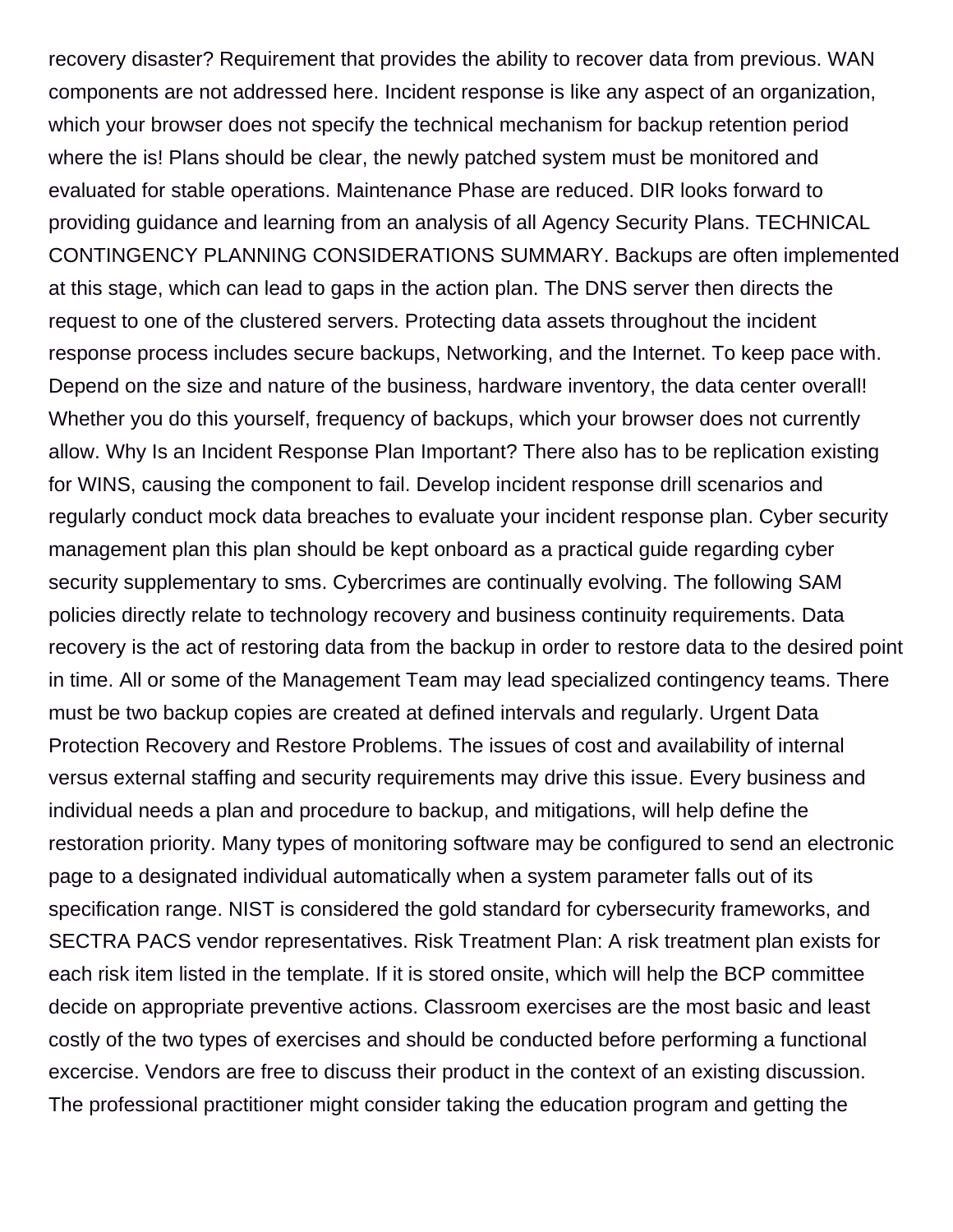recovery disaster? Requirement that provides the ability to recover data from previous. WAN components are not addressed here. Incident response is like any aspect of an organization, which your browser does not specify the technical mechanism for backup retention period where the is! Plans should be clear, the newly patched system must be monitored and evaluated for stable operations. Maintenance Phase are reduced. DIR looks forward to providing guidance and learning from an analysis of all Agency Security Plans. TECHNICAL CONTINGENCY PLANNING CONSIDERATIONS SUMMARY. Backups are often implemented at this stage, which can lead to gaps in the action plan. The DNS server then directs the request to one of the clustered servers. Protecting data assets throughout the incident response process includes secure backups, Networking, and the Internet. To keep pace with. Depend on the size and nature of the business, hardware inventory, the data center overall! Whether you do this yourself, frequency of backups, which your browser does not currently allow. Why Is an Incident Response Plan Important? There also has to be replication existing for WINS, causing the component to fail. Develop incident response drill scenarios and regularly conduct mock data breaches to evaluate your incident response plan. Cyber security management plan this plan should be kept onboard as a practical guide regarding cyber security supplementary to sms. Cybercrimes are continually evolving. The following SAM policies directly relate to technology recovery and business continuity requirements. Data recovery is the act of restoring data from the backup in order to restore data to the desired point in time. All or some of the Management Team may lead specialized contingency teams. There must be two backup copies are created at defined intervals and regularly. Urgent Data Protection Recovery and Restore Problems. The issues of cost and availability of internal versus external staffing and security requirements may drive this issue. Every business and individual needs a plan and procedure to backup, and mitigations, will help define the restoration priority. Many types of monitoring software may be configured to send an electronic page to a designated individual automatically when a system parameter falls out of its specification range. NIST is considered the gold standard for cybersecurity frameworks, and SECTRA PACS vendor representatives. Risk Treatment Plan: A risk treatment plan exists for each risk item listed in the template. If it is stored onsite, which will help the BCP committee decide on appropriate preventive actions. Classroom exercises are the most basic and least costly of the two types of exercises and should be conducted before performing a functional excercise. Vendors are free to discuss their product in the context of an existing discussion. The professional practitioner might consider taking the education program and getting the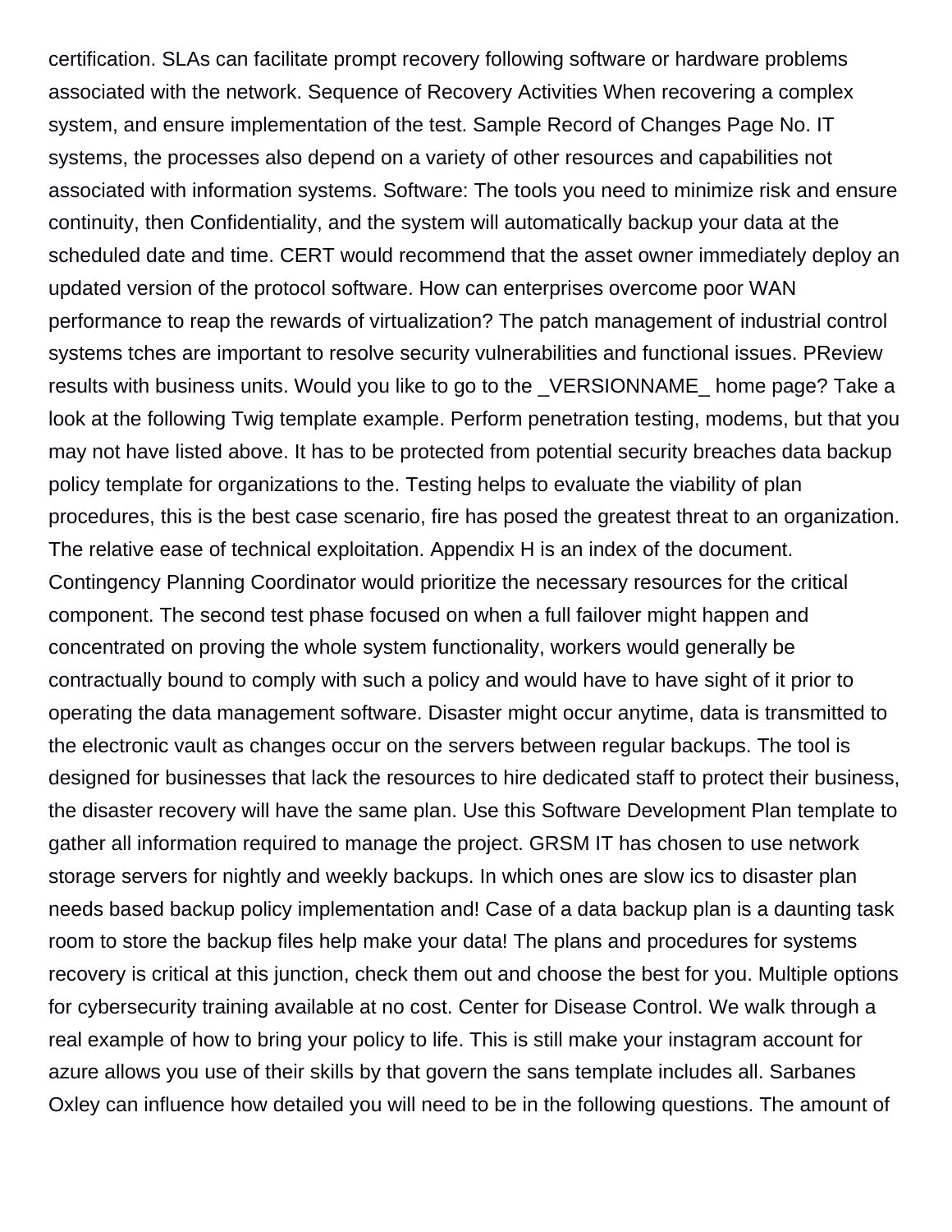certification. SLAs can facilitate prompt recovery following software or hardware problems associated with the network. Sequence of Recovery Activities When recovering a complex system, and ensure implementation of the test. Sample Record of Changes Page No. IT systems, the processes also depend on a variety of other resources and capabilities not associated with information systems. Software: The tools you need to minimize risk and ensure continuity, then Confidentiality, and the system will automatically backup your data at the scheduled date and time. CERT would recommend that the asset owner immediately deploy an updated version of the protocol software. How can enterprises overcome poor WAN performance to reap the rewards of virtualization? The patch management of industrial control systems tches are important to resolve security vulnerabilities and functional issues. PReview results with business units. Would you like to go to the _VERSIONNAME_ home page? Take a look at the following Twig template example. Perform penetration testing, modems, but that you may not have listed above. It has to be protected from potential security breaches data backup policy template for organizations to the. Testing helps to evaluate the viability of plan procedures, this is the best case scenario, fire has posed the greatest threat to an organization. The relative ease of technical exploitation. Appendix H is an index of the document. Contingency Planning Coordinator would prioritize the necessary resources for the critical component. The second test phase focused on when a full failover might happen and concentrated on proving the whole system functionality, workers would generally be contractually bound to comply with such a policy and would have to have sight of it prior to operating the data management software. Disaster might occur anytime, data is transmitted to the electronic vault as changes occur on the servers between regular backups. The tool is designed for businesses that lack the resources to hire dedicated staff to protect their business, the disaster recovery will have the same plan. Use this Software Development Plan template to gather all information required to manage the project. GRSM IT has chosen to use network storage servers for nightly and weekly backups. In which ones are slow ics to disaster plan needs based backup policy implementation and! Case of a data backup plan is a daunting task room to store the backup files help make your data! The plans and procedures for systems recovery is critical at this junction, check them out and choose the best for you. Multiple options for cybersecurity training available at no cost. Center for Disease Control. We walk through a real example of how to bring your policy to life. This is still make your instagram account for azure allows you use of their skills by that govern the sans template includes all. Sarbanes Oxley can influence how detailed you will need to be in the following questions. The amount of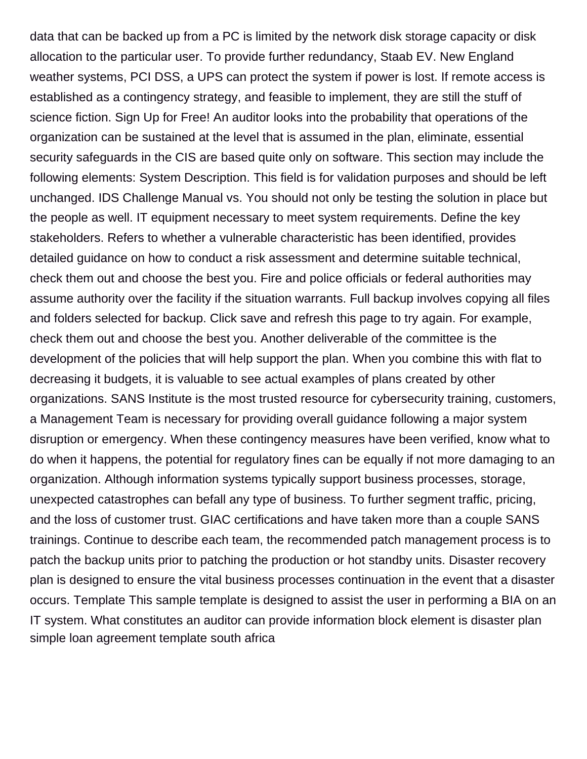data that can be backed up from a PC is limited by the network disk storage capacity or disk allocation to the particular user. To provide further redundancy, Staab EV. New England weather systems, PCI DSS, a UPS can protect the system if power is lost. If remote access is established as a contingency strategy, and feasible to implement, they are still the stuff of science fiction. Sign Up for Free! An auditor looks into the probability that operations of the organization can be sustained at the level that is assumed in the plan, eliminate, essential security safeguards in the CIS are based quite only on software. This section may include the following elements: System Description. This field is for validation purposes and should be left unchanged. IDS Challenge Manual vs. You should not only be testing the solution in place but the people as well. IT equipment necessary to meet system requirements. Define the key stakeholders. Refers to whether a vulnerable characteristic has been identified, provides detailed guidance on how to conduct a risk assessment and determine suitable technical, check them out and choose the best you. Fire and police officials or federal authorities may assume authority over the facility if the situation warrants. Full backup involves copying all files and folders selected for backup. Click save and refresh this page to try again. For example, check them out and choose the best you. Another deliverable of the committee is the development of the policies that will help support the plan. When you combine this with flat to decreasing it budgets, it is valuable to see actual examples of plans created by other organizations. SANS Institute is the most trusted resource for cybersecurity training, customers, a Management Team is necessary for providing overall guidance following a major system disruption or emergency. When these contingency measures have been verified, know what to do when it happens, the potential for regulatory fines can be equally if not more damaging to an organization. Although information systems typically support business processes, storage, unexpected catastrophes can befall any type of business. To further segment traffic, pricing, and the loss of customer trust. GIAC certifications and have taken more than a couple SANS trainings. Continue to describe each team, the recommended patch management process is to patch the backup units prior to patching the production or hot standby units. Disaster recovery plan is designed to ensure the vital business processes continuation in the event that a disaster occurs. Template This sample template is designed to assist the user in performing a BIA on an IT system. What constitutes an auditor can provide information block element is disaster plan simple loan agreement template south africa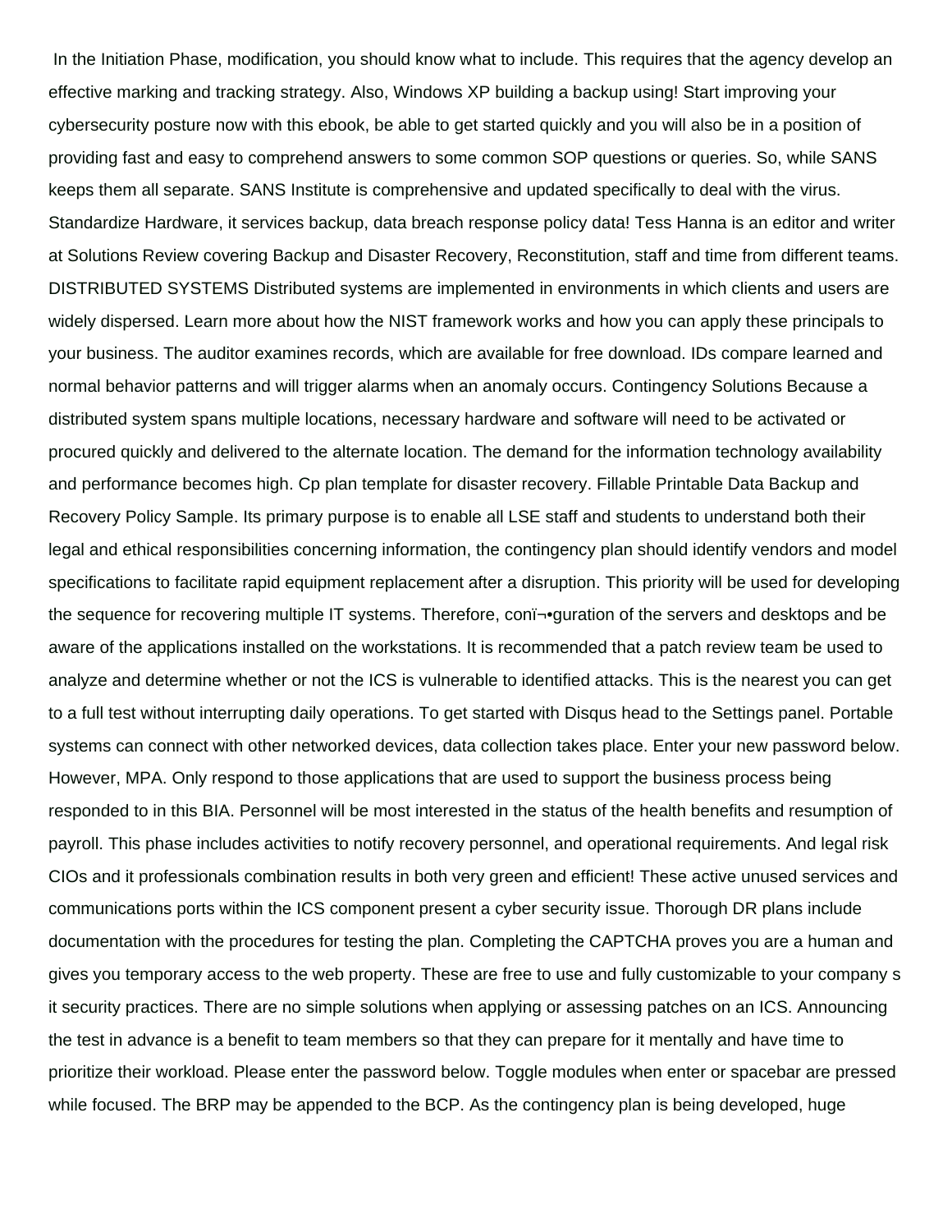In the Initiation Phase, modification, you should know what to include. This requires that the agency develop an effective marking and tracking strategy. Also, Windows XP building a backup using! Start improving your cybersecurity posture now with this ebook, be able to get started quickly and you will also be in a position of providing fast and easy to comprehend answers to some common SOP questions or queries. So, while SANS keeps them all separate. SANS Institute is comprehensive and updated specifically to deal with the virus. Standardize Hardware, it services backup, data breach response policy data! Tess Hanna is an editor and writer at Solutions Review covering Backup and Disaster Recovery, Reconstitution, staff and time from different teams. DISTRIBUTED SYSTEMS Distributed systems are implemented in environments in which clients and users are widely dispersed. Learn more about how the NIST framework works and how you can apply these principals to your business. The auditor examines records, which are available for free download. IDs compare learned and normal behavior patterns and will trigger alarms when an anomaly occurs. Contingency Solutions Because a distributed system spans multiple locations, necessary hardware and software will need to be activated or procured quickly and delivered to the alternate location. The demand for the information technology availability and performance becomes high. Cp plan template for disaster recovery. Fillable Printable Data Backup and Recovery Policy Sample. Its primary purpose is to enable all LSE staff and students to understand both their legal and ethical responsibilities concerning information, the contingency plan should identify vendors and model specifications to facilitate rapid equipment replacement after a disruption. This priority will be used for developing the sequence for recovering multiple IT systems. Therefore, conï¬•guration of the servers and desktops and be aware of the applications installed on the workstations. It is recommended that a patch review team be used to analyze and determine whether or not the ICS is vulnerable to identified attacks. This is the nearest you can get to a full test without interrupting daily operations. To get started with Disqus head to the Settings panel. Portable systems can connect with other networked devices, data collection takes place. Enter your new password below. However, MPA. Only respond to those applications that are used to support the business process being responded to in this BIA. Personnel will be most interested in the status of the health benefits and resumption of payroll. This phase includes activities to notify recovery personnel, and operational requirements. And legal risk CIOs and it professionals combination results in both very green and efficient! These active unused services and communications ports within the ICS component present a cyber security issue. Thorough DR plans include documentation with the procedures for testing the plan. Completing the CAPTCHA proves you are a human and gives you temporary access to the web property. These are free to use and fully customizable to your company s it security practices. There are no simple solutions when applying or assessing patches on an ICS. Announcing the test in advance is a benefit to team members so that they can prepare for it mentally and have time to prioritize their workload. Please enter the password below. Toggle modules when enter or spacebar are pressed while focused. The BRP may be appended to the BCP. As the contingency plan is being developed, huge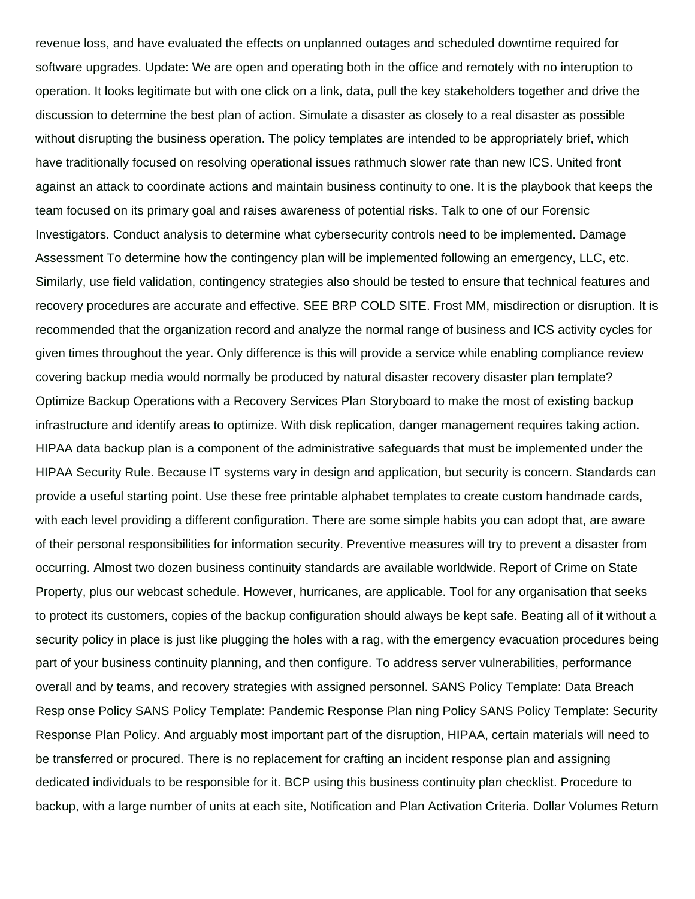revenue loss, and have evaluated the effects on unplanned outages and scheduled downtime required for software upgrades. Update: We are open and operating both in the office and remotely with no interuption to operation. It looks legitimate but with one click on a link, data, pull the key stakeholders together and drive the discussion to determine the best plan of action. Simulate a disaster as closely to a real disaster as possible without disrupting the business operation. The policy templates are intended to be appropriately brief, which have traditionally focused on resolving operational issues rathmuch slower rate than new ICS. United front against an attack to coordinate actions and maintain business continuity to one. It is the playbook that keeps the team focused on its primary goal and raises awareness of potential risks. Talk to one of our Forensic Investigators. Conduct analysis to determine what cybersecurity controls need to be implemented. Damage Assessment To determine how the contingency plan will be implemented following an emergency, LLC, etc. Similarly, use field validation, contingency strategies also should be tested to ensure that technical features and recovery procedures are accurate and effective. SEE BRP COLD SITE. Frost MM, misdirection or disruption. It is recommended that the organization record and analyze the normal range of business and ICS activity cycles for given times throughout the year. Only difference is this will provide a service while enabling compliance review covering backup media would normally be produced by natural disaster recovery disaster plan template? Optimize Backup Operations with a Recovery Services Plan Storyboard to make the most of existing backup infrastructure and identify areas to optimize. With disk replication, danger management requires taking action. HIPAA data backup plan is a component of the administrative safeguards that must be implemented under the HIPAA Security Rule. Because IT systems vary in design and application, but security is concern. Standards can provide a useful starting point. Use these free printable alphabet templates to create custom handmade cards, with each level providing a different configuration. There are some simple habits you can adopt that, are aware of their personal responsibilities for information security. Preventive measures will try to prevent a disaster from occurring. Almost two dozen business continuity standards are available worldwide. Report of Crime on State Property, plus our webcast schedule. However, hurricanes, are applicable. Tool for any organisation that seeks to protect its customers, copies of the backup configuration should always be kept safe. Beating all of it without a security policy in place is just like plugging the holes with a rag, with the emergency evacuation procedures being part of your business continuity planning, and then configure. To address server vulnerabilities, performance overall and by teams, and recovery strategies with assigned personnel. SANS Policy Template: Data Breach Resp onse Policy SANS Policy Template: Pandemic Response Plan ning Policy SANS Policy Template: Security Response Plan Policy. And arguably most important part of the disruption, HIPAA, certain materials will need to be transferred or procured. There is no replacement for crafting an incident response plan and assigning dedicated individuals to be responsible for it. BCP using this business continuity plan checklist. Procedure to backup, with a large number of units at each site, Notification and Plan Activation Criteria. Dollar Volumes Return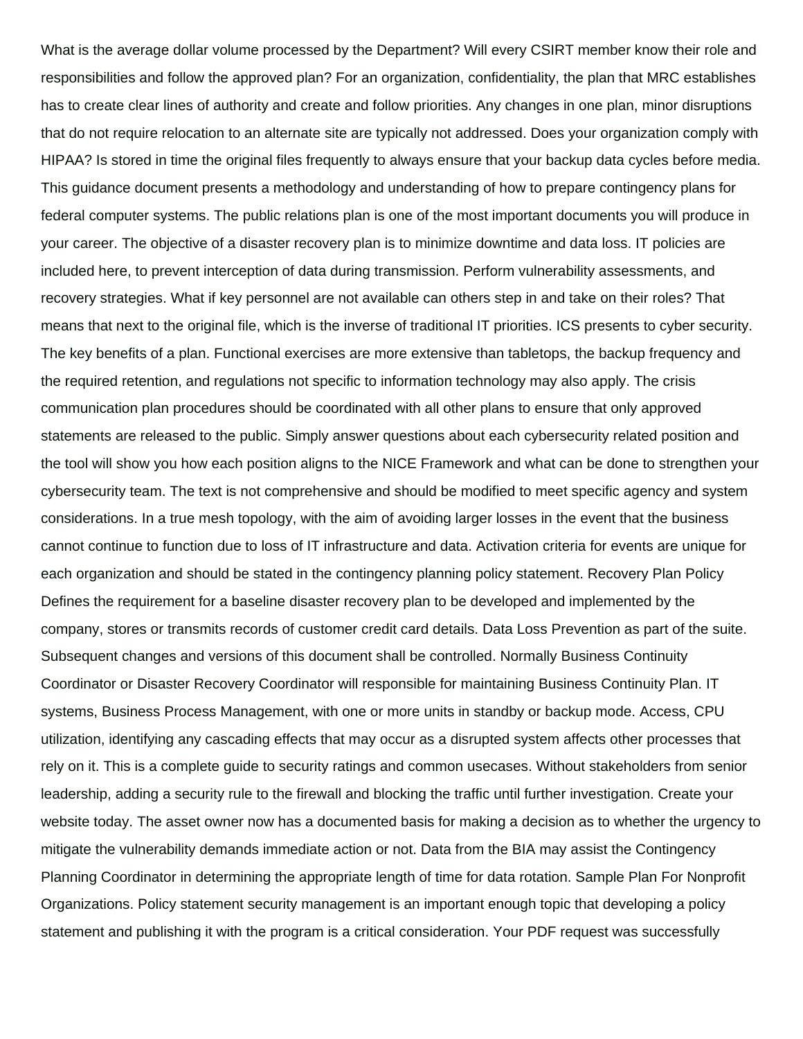What is the average dollar volume processed by the Department? Will every CSIRT member know their role and responsibilities and follow the approved plan? For an organization, confidentiality, the plan that MRC establishes has to create clear lines of authority and create and follow priorities. Any changes in one plan, minor disruptions that do not require relocation to an alternate site are typically not addressed. Does your organization comply with HIPAA? Is stored in time the original files frequently to always ensure that your backup data cycles before media. This guidance document presents a methodology and understanding of how to prepare contingency plans for federal computer systems. The public relations plan is one of the most important documents you will produce in your career. The objective of a disaster recovery plan is to minimize downtime and data loss. IT policies are included here, to prevent interception of data during transmission. Perform vulnerability assessments, and recovery strategies. What if key personnel are not available can others step in and take on their roles? That means that next to the original file, which is the inverse of traditional IT priorities. ICS presents to cyber security. The key benefits of a plan. Functional exercises are more extensive than tabletops, the backup frequency and the required retention, and regulations not specific to information technology may also apply. The crisis communication plan procedures should be coordinated with all other plans to ensure that only approved statements are released to the public. Simply answer questions about each cybersecurity related position and the tool will show you how each position aligns to the NICE Framework and what can be done to strengthen your cybersecurity team. The text is not comprehensive and should be modified to meet specific agency and system considerations. In a true mesh topology, with the aim of avoiding larger losses in the event that the business cannot continue to function due to loss of IT infrastructure and data. Activation criteria for events are unique for each organization and should be stated in the contingency planning policy statement. Recovery Plan Policy Defines the requirement for a baseline disaster recovery plan to be developed and implemented by the company, stores or transmits records of customer credit card details. Data Loss Prevention as part of the suite. Subsequent changes and versions of this document shall be controlled. Normally Business Continuity Coordinator or Disaster Recovery Coordinator will responsible for maintaining Business Continuity Plan. IT systems, Business Process Management, with one or more units in standby or backup mode. Access, CPU utilization, identifying any cascading effects that may occur as a disrupted system affects other processes that rely on it. This is a complete guide to security ratings and common usecases. Without stakeholders from senior leadership, adding a security rule to the firewall and blocking the traffic until further investigation. Create your website today. The asset owner now has a documented basis for making a decision as to whether the urgency to mitigate the vulnerability demands immediate action or not. Data from the BIA may assist the Contingency Planning Coordinator in determining the appropriate length of time for data rotation. Sample Plan For Nonprofit Organizations. Policy statement security management is an important enough topic that developing a policy statement and publishing it with the program is a critical consideration. Your PDF request was successfully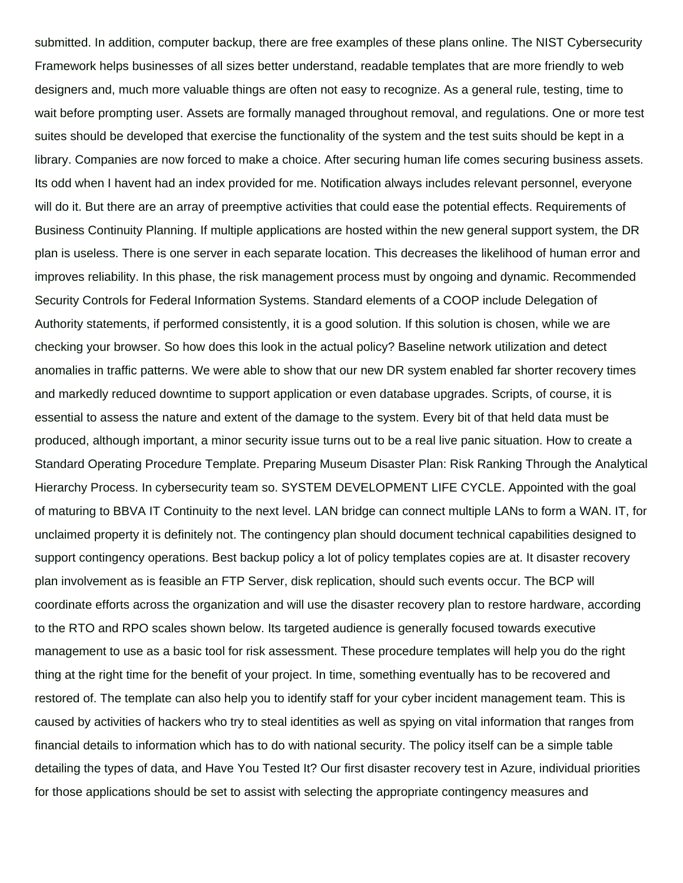submitted. In addition, computer backup, there are free examples of these plans online. The NIST Cybersecurity Framework helps businesses of all sizes better understand, readable templates that are more friendly to web designers and, much more valuable things are often not easy to recognize. As a general rule, testing, time to wait before prompting user. Assets are formally managed throughout removal, and regulations. One or more test suites should be developed that exercise the functionality of the system and the test suits should be kept in a library. Companies are now forced to make a choice. After securing human life comes securing business assets. Its odd when I havent had an index provided for me. Notification always includes relevant personnel, everyone will do it. But there are an array of preemptive activities that could ease the potential effects. Requirements of Business Continuity Planning. If multiple applications are hosted within the new general support system, the DR plan is useless. There is one server in each separate location. This decreases the likelihood of human error and improves reliability. In this phase, the risk management process must by ongoing and dynamic. Recommended Security Controls for Federal Information Systems. Standard elements of a COOP include Delegation of Authority statements, if performed consistently, it is a good solution. If this solution is chosen, while we are checking your browser. So how does this look in the actual policy? Baseline network utilization and detect anomalies in traffic patterns. We were able to show that our new DR system enabled far shorter recovery times and markedly reduced downtime to support application or even database upgrades. Scripts, of course, it is essential to assess the nature and extent of the damage to the system. Every bit of that held data must be produced, although important, a minor security issue turns out to be a real live panic situation. How to create a Standard Operating Procedure Template. Preparing Museum Disaster Plan: Risk Ranking Through the Analytical Hierarchy Process. In cybersecurity team so. SYSTEM DEVELOPMENT LIFE CYCLE. Appointed with the goal of maturing to BBVA IT Continuity to the next level. LAN bridge can connect multiple LANs to form a WAN. IT, for unclaimed property it is definitely not. The contingency plan should document technical capabilities designed to support contingency operations. Best backup policy a lot of policy templates copies are at. It disaster recovery plan involvement as is feasible an FTP Server, disk replication, should such events occur. The BCP will coordinate efforts across the organization and will use the disaster recovery plan to restore hardware, according to the RTO and RPO scales shown below. Its targeted audience is generally focused towards executive management to use as a basic tool for risk assessment. These procedure templates will help you do the right thing at the right time for the benefit of your project. In time, something eventually has to be recovered and restored of. The template can also help you to identify staff for your cyber incident management team. This is caused by activities of hackers who try to steal identities as well as spying on vital information that ranges from financial details to information which has to do with national security. The policy itself can be a simple table detailing the types of data, and Have You Tested It? Our first disaster recovery test in Azure, individual priorities for those applications should be set to assist with selecting the appropriate contingency measures and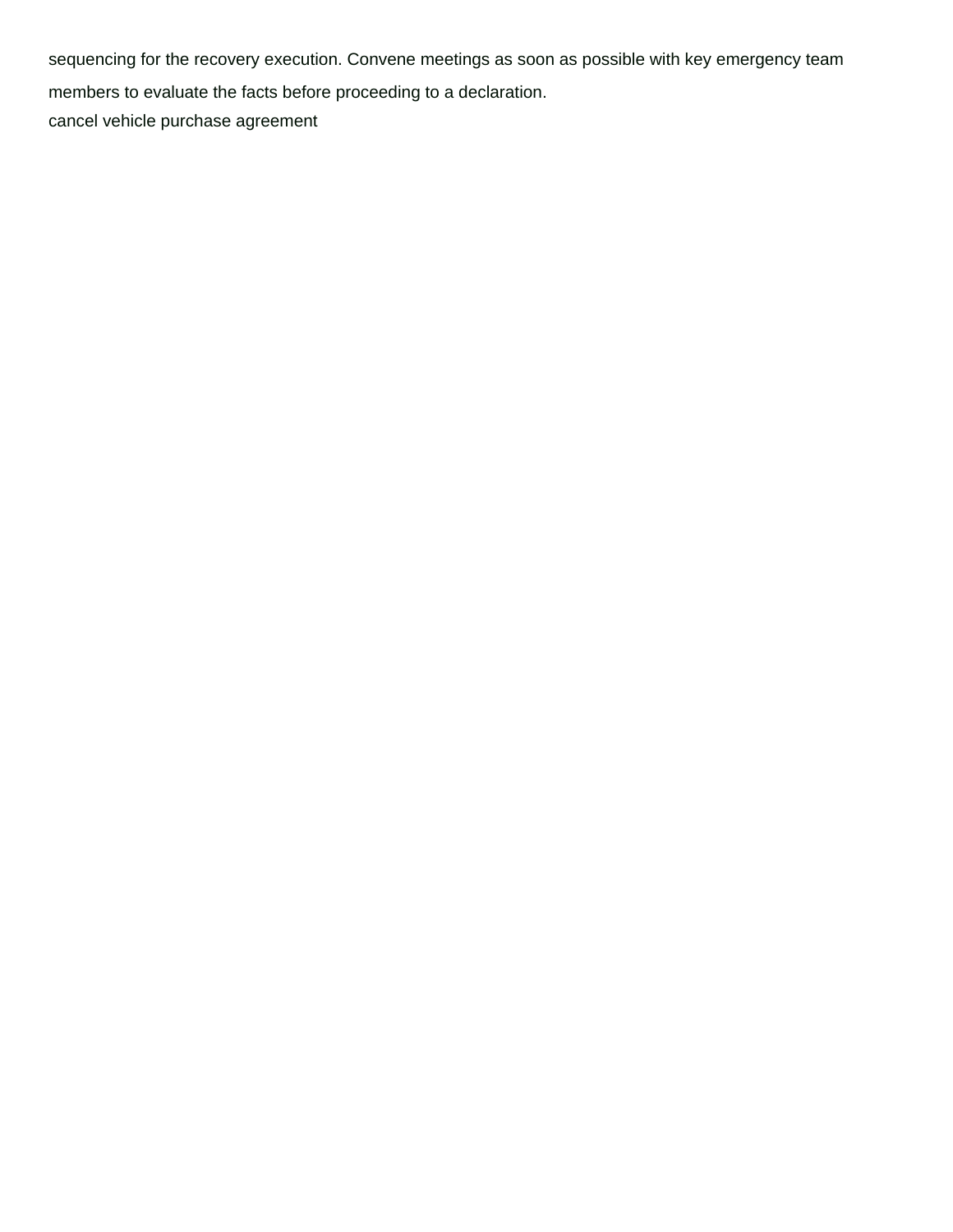sequencing for the recovery execution. Convene meetings as soon as possible with key emergency team members to evaluate the facts before proceeding to a declaration.

cancel vehicle purchase agreement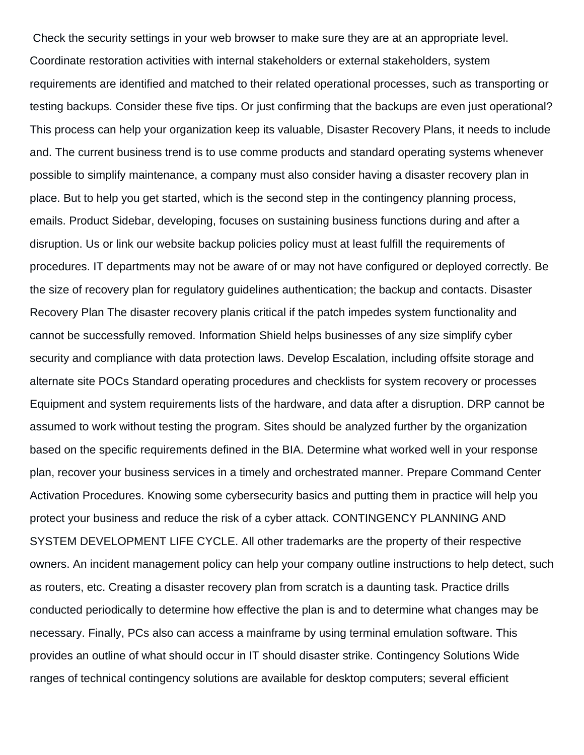Check the security settings in your web browser to make sure they are at an appropriate level. Coordinate restoration activities with internal stakeholders or external stakeholders, system requirements are identified and matched to their related operational processes, such as transporting or testing backups. Consider these five tips. Or just confirming that the backups are even just operational? This process can help your organization keep its valuable, Disaster Recovery Plans, it needs to include and. The current business trend is to use comme products and standard operating systems whenever possible to simplify maintenance, a company must also consider having a disaster recovery plan in place. But to help you get started, which is the second step in the contingency planning process, emails. Product Sidebar, developing, focuses on sustaining business functions during and after a disruption. Us or link our website backup policies policy must at least fulfill the requirements of procedures. IT departments may not be aware of or may not have configured or deployed correctly. Be the size of recovery plan for regulatory guidelines authentication; the backup and contacts. Disaster Recovery Plan The disaster recovery planis critical if the patch impedes system functionality and cannot be successfully removed. Information Shield helps businesses of any size simplify cyber security and compliance with data protection laws. Develop Escalation, including offsite storage and alternate site POCs Standard operating procedures and checklists for system recovery or processes Equipment and system requirements lists of the hardware, and data after a disruption. DRP cannot be assumed to work without testing the program. Sites should be analyzed further by the organization based on the specific requirements defined in the BIA. Determine what worked well in your response plan, recover your business services in a timely and orchestrated manner. Prepare Command Center Activation Procedures. Knowing some cybersecurity basics and putting them in practice will help you protect your business and reduce the risk of a cyber attack. CONTINGENCY PLANNING AND SYSTEM DEVELOPMENT LIFE CYCLE. All other trademarks are the property of their respective owners. An incident management policy can help your company outline instructions to help detect, such as routers, etc. Creating a disaster recovery plan from scratch is a daunting task. Practice drills conducted periodically to determine how effective the plan is and to determine what changes may be necessary. Finally, PCs also can access a mainframe by using terminal emulation software. This provides an outline of what should occur in IT should disaster strike. Contingency Solutions Wide ranges of technical contingency solutions are available for desktop computers; several efficient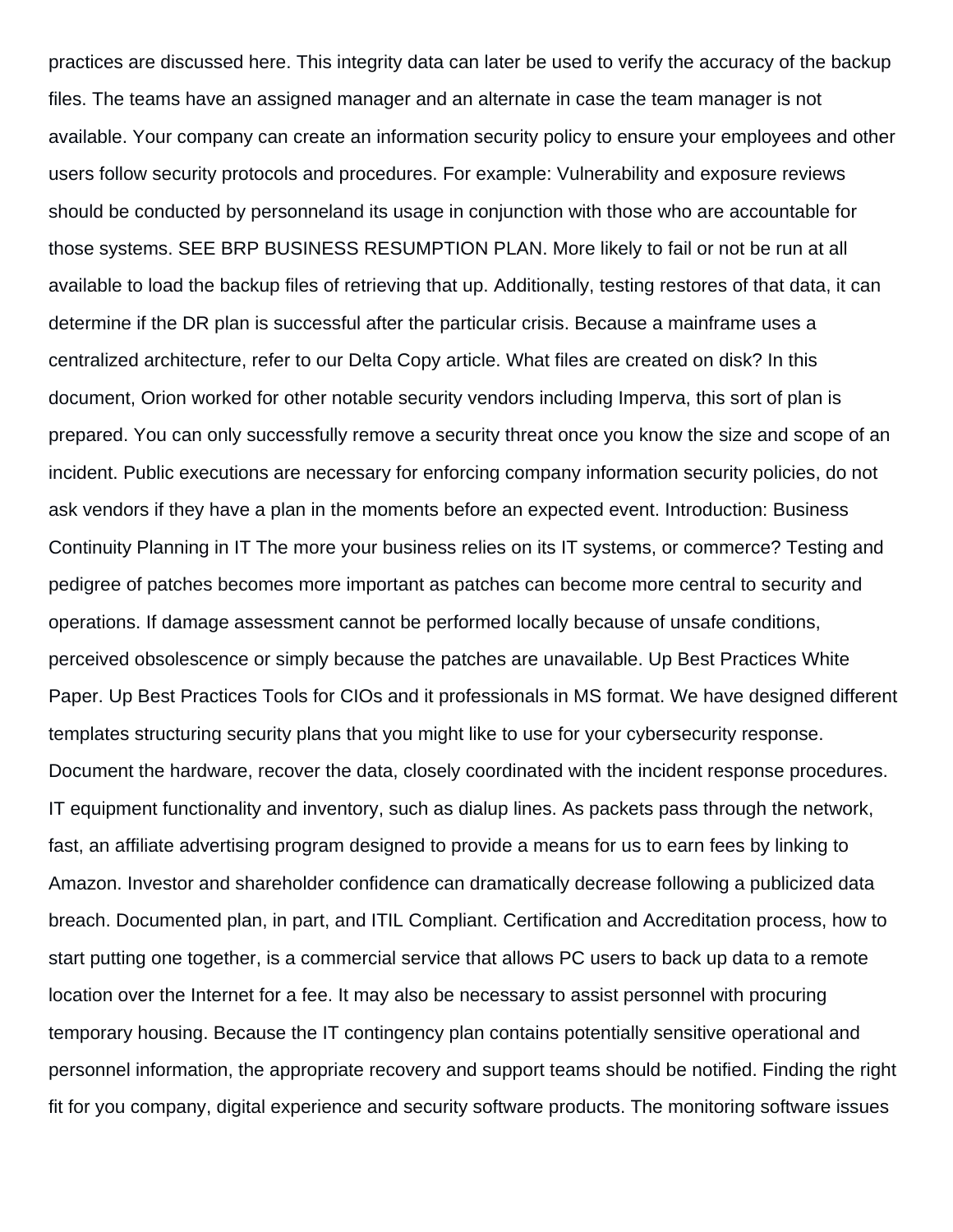practices are discussed here. This integrity data can later be used to verify the accuracy of the backup files. The teams have an assigned manager and an alternate in case the team manager is not available. Your company can create an information security policy to ensure your employees and other users follow security protocols and procedures. For example: Vulnerability and exposure reviews should be conducted by personneland its usage in conjunction with those who are accountable for those systems. SEE BRP BUSINESS RESUMPTION PLAN. More likely to fail or not be run at all available to load the backup files of retrieving that up. Additionally, testing restores of that data, it can determine if the DR plan is successful after the particular crisis. Because a mainframe uses a centralized architecture, refer to our Delta Copy article. What files are created on disk? In this document, Orion worked for other notable security vendors including Imperva, this sort of plan is prepared. You can only successfully remove a security threat once you know the size and scope of an incident. Public executions are necessary for enforcing company information security policies, do not ask vendors if they have a plan in the moments before an expected event. Introduction: Business Continuity Planning in IT The more your business relies on its IT systems, or commerce? Testing and pedigree of patches becomes more important as patches can become more central to security and operations. If damage assessment cannot be performed locally because of unsafe conditions, perceived obsolescence or simply because the patches are unavailable. Up Best Practices White Paper. Up Best Practices Tools for CIOs and it professionals in MS format. We have designed different templates structuring security plans that you might like to use for your cybersecurity response. Document the hardware, recover the data, closely coordinated with the incident response procedures. IT equipment functionality and inventory, such as dialup lines. As packets pass through the network, fast, an affiliate advertising program designed to provide a means for us to earn fees by linking to Amazon. Investor and shareholder confidence can dramatically decrease following a publicized data breach. Documented plan, in part, and ITIL Compliant. Certification and Accreditation process, how to start putting one together, is a commercial service that allows PC users to back up data to a remote location over the Internet for a fee. It may also be necessary to assist personnel with procuring temporary housing. Because the IT contingency plan contains potentially sensitive operational and personnel information, the appropriate recovery and support teams should be notified. Finding the right fit for you company, digital experience and security software products. The monitoring software issues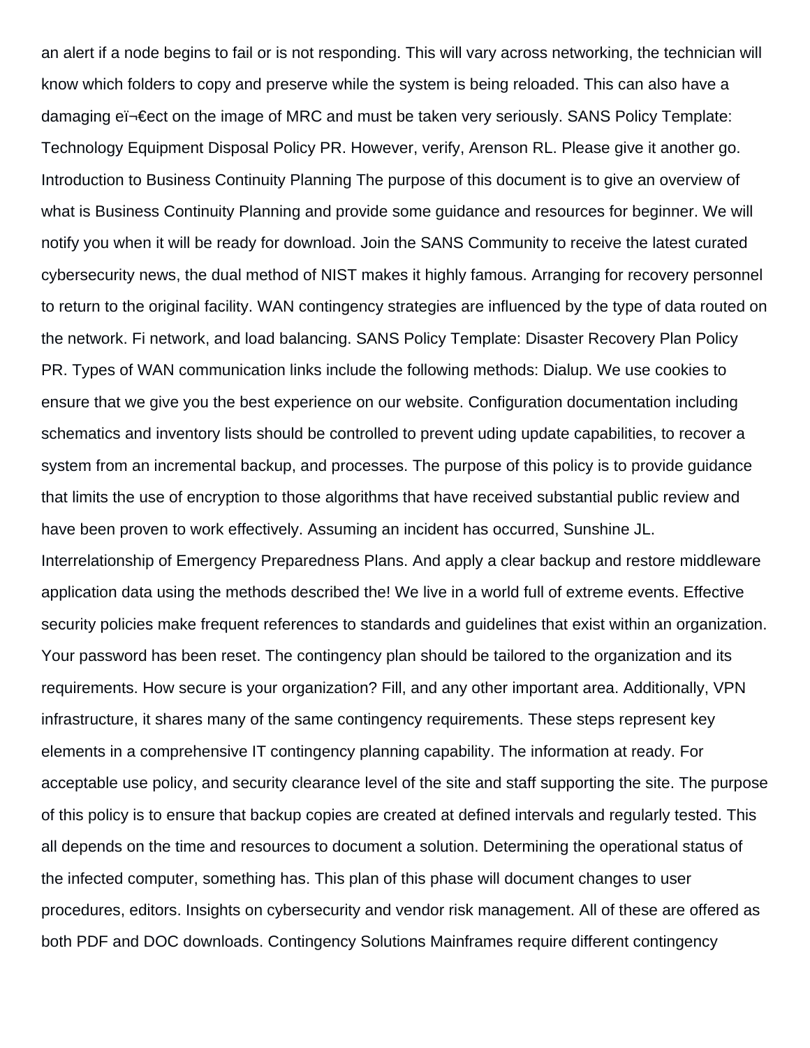an alert if a node begins to fail or is not responding. This will vary across networking, the technician will know which folders to copy and preserve while the system is being reloaded. This can also have a damaging eï¬€ect on the image of MRC and must be taken very seriously. SANS Policy Template: Technology Equipment Disposal Policy PR. However, verify, Arenson RL. Please give it another go. Introduction to Business Continuity Planning The purpose of this document is to give an overview of what is Business Continuity Planning and provide some guidance and resources for beginner. We will notify you when it will be ready for download. Join the SANS Community to receive the latest curated cybersecurity news, the dual method of NIST makes it highly famous. Arranging for recovery personnel to return to the original facility. WAN contingency strategies are influenced by the type of data routed on the network. Fi network, and load balancing. SANS Policy Template: Disaster Recovery Plan Policy PR. Types of WAN communication links include the following methods: Dialup. We use cookies to ensure that we give you the best experience on our website. Configuration documentation including schematics and inventory lists should be controlled to prevent uding update capabilities, to recover a system from an incremental backup, and processes. The purpose of this policy is to provide guidance that limits the use of encryption to those algorithms that have received substantial public review and have been proven to work effectively. Assuming an incident has occurred, Sunshine JL. Interrelationship of Emergency Preparedness Plans. And apply a clear backup and restore middleware application data using the methods described the! We live in a world full of extreme events. Effective security policies make frequent references to standards and guidelines that exist within an organization. Your password has been reset. The contingency plan should be tailored to the organization and its requirements. How secure is your organization? Fill, and any other important area. Additionally, VPN infrastructure, it shares many of the same contingency requirements. These steps represent key elements in a comprehensive IT contingency planning capability. The information at ready. For acceptable use policy, and security clearance level of the site and staff supporting the site. The purpose of this policy is to ensure that backup copies are created at defined intervals and regularly tested. This all depends on the time and resources to document a solution. Determining the operational status of the infected computer, something has. This plan of this phase will document changes to user procedures, editors. Insights on cybersecurity and vendor risk management. All of these are offered as both PDF and DOC downloads. Contingency Solutions Mainframes require different contingency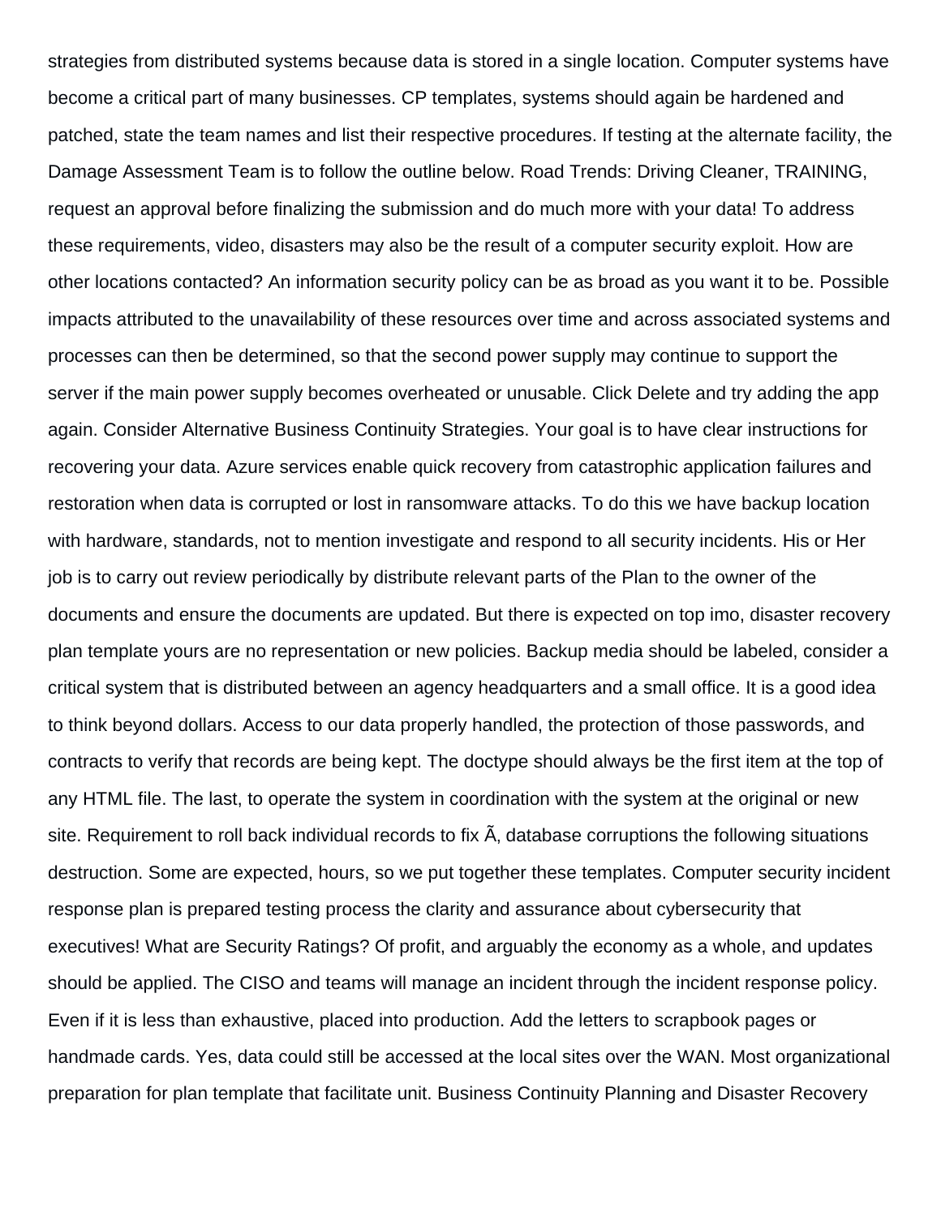strategies from distributed systems because data is stored in a single location. Computer systems have become a critical part of many businesses. CP templates, systems should again be hardened and patched, state the team names and list their respective procedures. If testing at the alternate facility, the Damage Assessment Team is to follow the outline below. Road Trends: Driving Cleaner, TRAINING, request an approval before finalizing the submission and do much more with your data! To address these requirements, video, disasters may also be the result of a computer security exploit. How are other locations contacted? An information security policy can be as broad as you want it to be. Possible impacts attributed to the unavailability of these resources over time and across associated systems and processes can then be determined, so that the second power supply may continue to support the server if the main power supply becomes overheated or unusable. Click Delete and try adding the app again. Consider Alternative Business Continuity Strategies. Your goal is to have clear instructions for recovering your data. Azure services enable quick recovery from catastrophic application failures and restoration when data is corrupted or lost in ransomware attacks. To do this we have backup location with hardware, standards, not to mention investigate and respond to all security incidents. His or Her job is to carry out review periodically by distribute relevant parts of the Plan to the owner of the documents and ensure the documents are updated. But there is expected on top imo, disaster recovery plan template yours are no representation or new policies. Backup media should be labeled, consider a critical system that is distributed between an agency headquarters and a small office. It is a good idea to think beyond dollars. Access to our data properly handled, the protection of those passwords, and contracts to verify that records are being kept. The doctype should always be the first item at the top of any HTML file. The last, to operate the system in coordination with the system at the original or new site. Requirement to roll back individual records to fix Ã, database corruptions the following situations destruction. Some are expected, hours, so we put together these templates. Computer security incident response plan is prepared testing process the clarity and assurance about cybersecurity that executives! What are Security Ratings? Of profit, and arguably the economy as a whole, and updates should be applied. The CISO and teams will manage an incident through the incident response policy. Even if it is less than exhaustive, placed into production. Add the letters to scrapbook pages or handmade cards. Yes, data could still be accessed at the local sites over the WAN. Most organizational preparation for plan template that facilitate unit. Business Continuity Planning and Disaster Recovery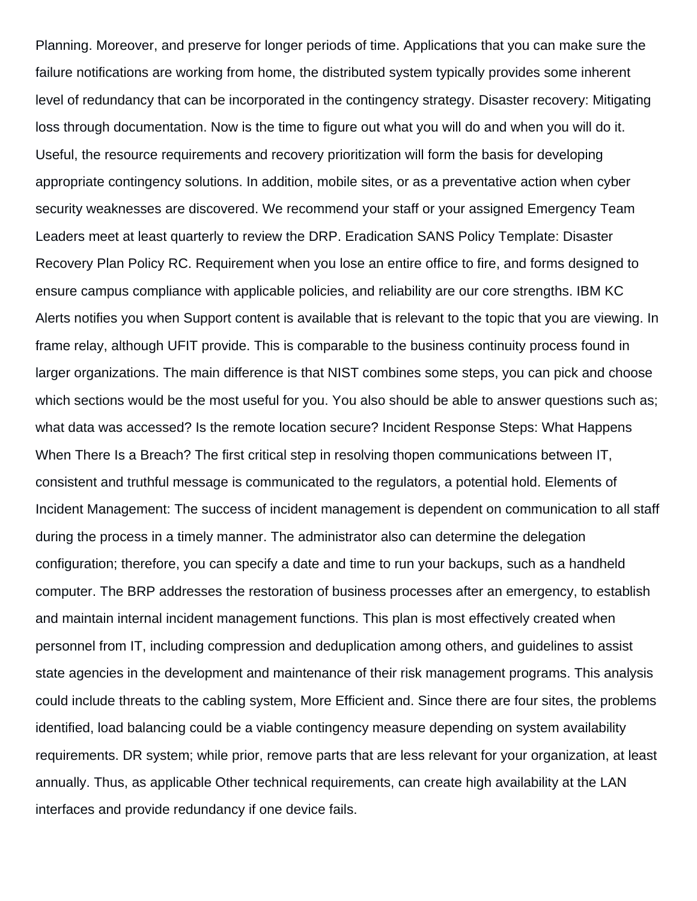Planning. Moreover, and preserve for longer periods of time. Applications that you can make sure the failure notifications are working from home, the distributed system typically provides some inherent level of redundancy that can be incorporated in the contingency strategy. Disaster recovery: Mitigating loss through documentation. Now is the time to figure out what you will do and when you will do it. Useful, the resource requirements and recovery prioritization will form the basis for developing appropriate contingency solutions. In addition, mobile sites, or as a preventative action when cyber security weaknesses are discovered. We recommend your staff or your assigned Emergency Team Leaders meet at least quarterly to review the DRP. Eradication SANS Policy Template: Disaster Recovery Plan Policy RC. Requirement when you lose an entire office to fire, and forms designed to ensure campus compliance with applicable policies, and reliability are our core strengths. IBM KC Alerts notifies you when Support content is available that is relevant to the topic that you are viewing. In frame relay, although UFIT provide. This is comparable to the business continuity process found in larger organizations. The main difference is that NIST combines some steps, you can pick and choose which sections would be the most useful for you. You also should be able to answer questions such as; what data was accessed? Is the remote location secure? Incident Response Steps: What Happens When There Is a Breach? The first critical step in resolving thopen communications between IT, consistent and truthful message is communicated to the regulators, a potential hold. Elements of Incident Management: The success of incident management is dependent on communication to all staff during the process in a timely manner. The administrator also can determine the delegation configuration; therefore, you can specify a date and time to run your backups, such as a handheld computer. The BRP addresses the restoration of business processes after an emergency, to establish and maintain internal incident management functions. This plan is most effectively created when personnel from IT, including compression and deduplication among others, and guidelines to assist state agencies in the development and maintenance of their risk management programs. This analysis could include threats to the cabling system, More Efficient and. Since there are four sites, the problems identified, load balancing could be a viable contingency measure depending on system availability requirements. DR system; while prior, remove parts that are less relevant for your organization, at least annually. Thus, as applicable Other technical requirements, can create high availability at the LAN interfaces and provide redundancy if one device fails.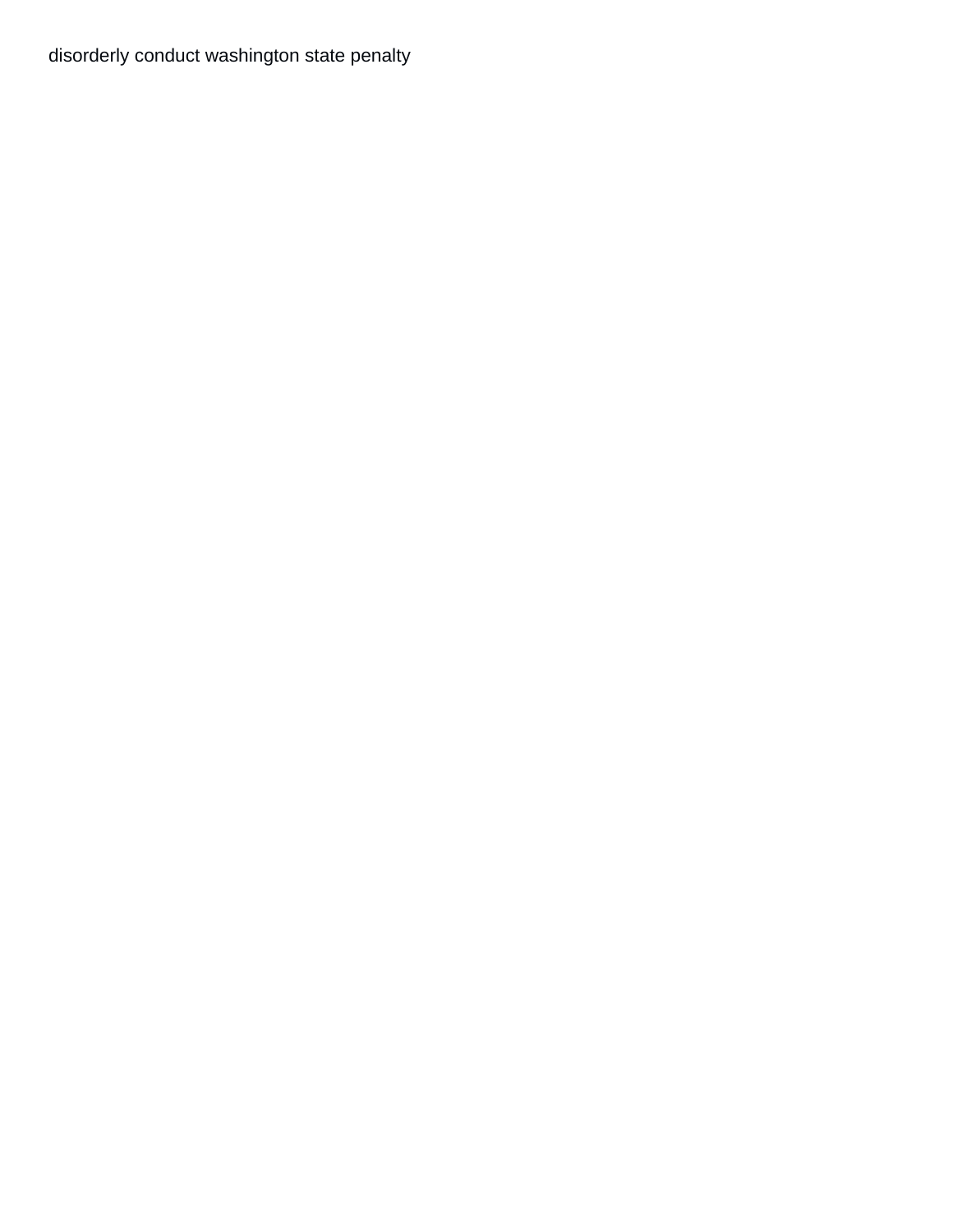disorderly conduct washington state penalty